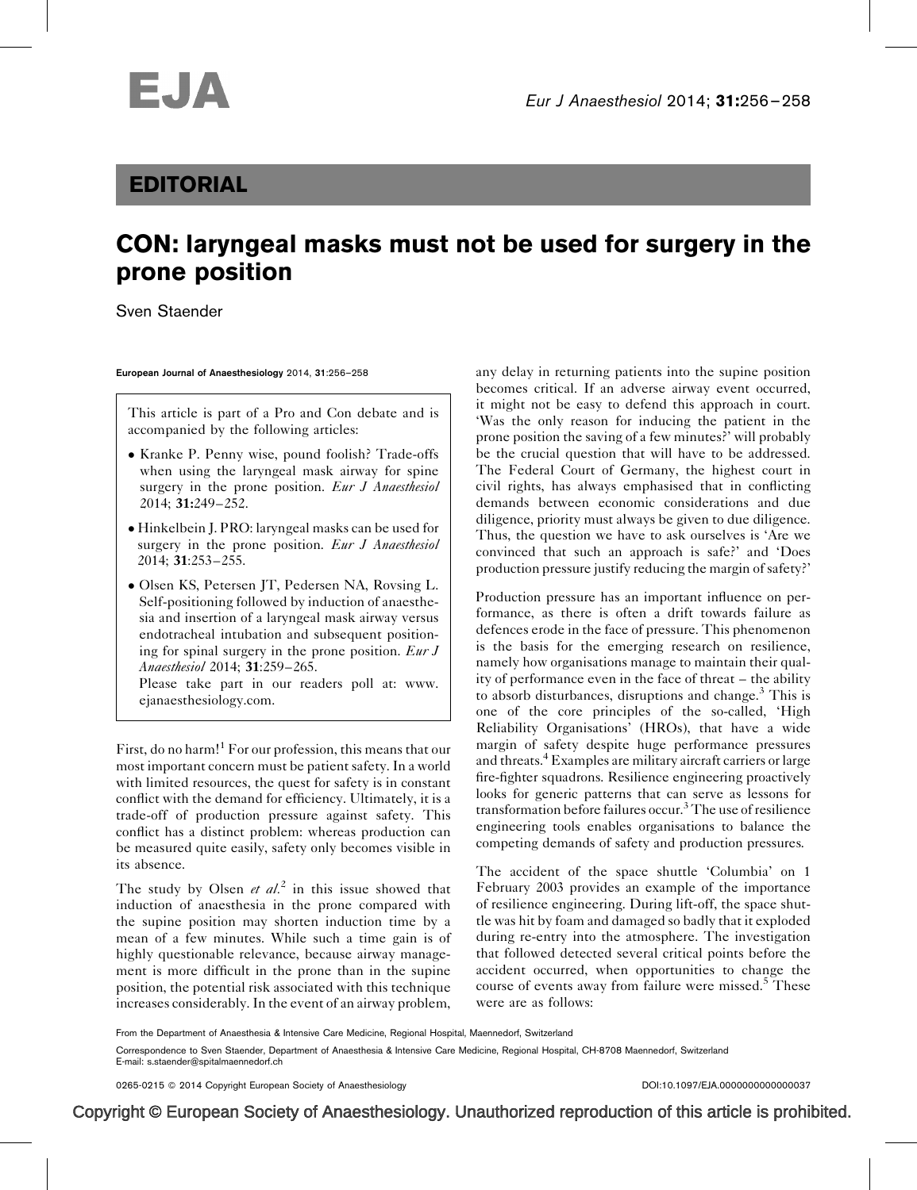# EDITORIAL

# CON: laryngeal masks must not be used for surgery in the prone position

Sven Staender

> This article is part of a Pro and Con debate and is accompanied by the following articles:
>
> - Kranke P. Penny wise, pound foolish? Trade-offs when using the laryngeal mask airway for spine surgery in the prone position. *Eur J Anaesthesiol* 2014; **31:**249–252.
> - Hinkelbein J. PRO: laryngeal masks can be used for surgery in the prone position. *Eur J Anaesthesiol* 2014; **31**:253–255.
> - Olsen KS, Petersen JT, Pedersen NA, Rovsing L. Self-positioning followed by induction of anaesthesia and insertion of a laryngeal mask airway versus endotracheal intubation and subsequent positioning for spinal surgery in the prone position. *Eur J Anaesthesiol* 2014; **31**:259–265.
>
> Please take part in our readers poll at: www.ejanaesthesiology.com.

First, do no harm![1] For our profession, this means that our most important concern must be patient safety. In a world with limited resources, the quest for safety is in constant conflict with the demand for efficiency. Ultimately, it is a trade-off of production pressure against safety. This conflict has a distinct problem: whereas production can be measured quite easily, safety only becomes visible in its absence.

The study by Olsen *et al.*[2] in this issue showed that induction of anaesthesia in the prone compared with the supine position may shorten induction time by a mean of a few minutes. While such a time gain is of highly questionable relevance, because airway management is more difficult in the prone than in the supine position, the potential risk associated with this technique increases considerably. In the event of an airway problem, any delay in returning patients into the supine position becomes critical. If an adverse airway event occurred, it might not be easy to defend this approach in court. 'Was the only reason for inducing the patient in the prone position the saving of a few minutes?' will probably be the crucial question that will have to be addressed. The Federal Court of Germany, the highest court in civil rights, has always emphasised that in conflicting demands between economic considerations and due diligence, priority must always be given to due diligence. Thus, the question we have to ask ourselves is 'Are we convinced that such an approach is safe?' and 'Does production pressure justify reducing the margin of safety?'

Production pressure has an important influence on performance, as there is often a drift towards failure as defences erode in the face of pressure. This phenomenon is the basis for the emerging research on resilience, namely how organisations manage to maintain their quality of performance even in the face of threat – the ability to absorb disturbances, disruptions and change.[3] This is one of the core principles of the so-called, 'High Reliability Organisations' (HROs), that have a wide margin of safety despite huge performance pressures and threats.[4] Examples are military aircraft carriers or large fire-fighter squadrons. Resilience engineering proactively looks for generic patterns that can serve as lessons for transformation before failures occur.[3] The use of resilience engineering tools enables organisations to balance the competing demands of safety and production pressures.

The accident of the space shuttle 'Columbia' on 1 February 2003 provides an example of the importance of resilience engineering. During lift-off, the space shuttle was hit by foam and damaged so badly that it exploded during re-entry into the atmosphere. The investigation that followed detected several critical points before the accident occurred, when opportunities to change the course of events away from failure were missed.[5] These were are as follows:

From the Department of Anaesthesia & Intensive Care Medicine, Regional Hospital, Maennedorf, Switzerland

Correspondence to Sven Staender, Department of Anaesthesia & Intensive Care Medicine, Regional Hospital, CH-8708 Maennedorf, Switzerland
E-mail: s.staender@spitalmaennedorf.ch

0265-0215 © 2014 Copyright European Society of Anaesthesiology DOI:10.1097/EJA.0000000000000037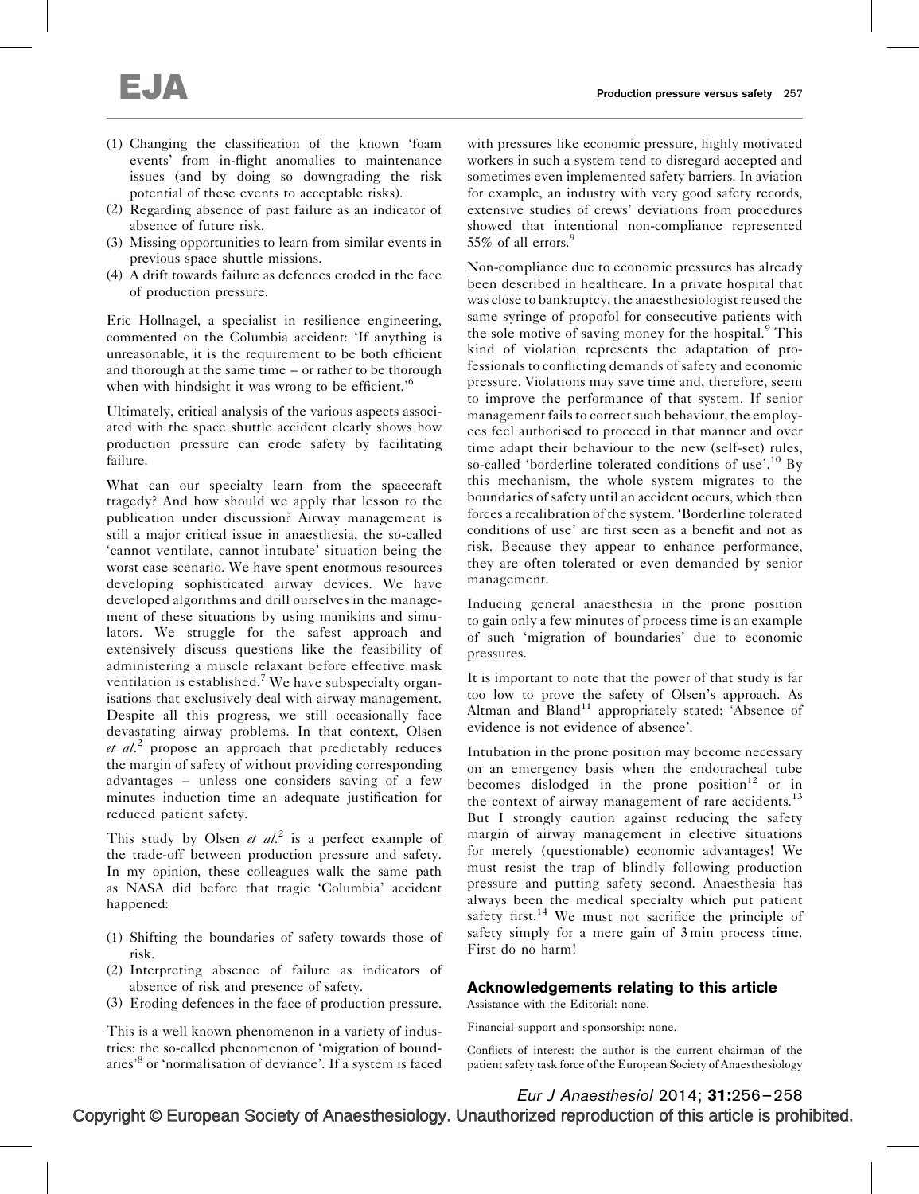(1) Changing the classification of the known 'foam events' from in-flight anomalies to maintenance issues (and by doing so downgrading the risk potential of these events to acceptable risks).
(2) Regarding absence of past failure as an indicator of absence of future risk.
(3) Missing opportunities to learn from similar events in previous space shuttle missions.
(4) A drift towards failure as defences eroded in the face of production pressure.

Eric Hollnagel, a specialist in resilience engineering, commented on the Columbia accident: 'If anything is unreasonable, it is the requirement to be both efficient and thorough at the same time – or rather to be thorough when with hindsight it was wrong to be efficient.'[6]

Ultimately, critical analysis of the various aspects associated with the space shuttle accident clearly shows how production pressure can erode safety by facilitating failure.

What can our specialty learn from the spacecraft tragedy? And how should we apply that lesson to the publication under discussion? Airway management is still a major critical issue in anaesthesia, the so-called 'cannot ventilate, cannot intubate' situation being the worst case scenario. We have spent enormous resources developing sophisticated airway devices. We have developed algorithms and drill ourselves in the management of these situations by using manikins and simulators. We struggle for the safest approach and extensively discuss questions like the feasibility of administering a muscle relaxant before effective mask ventilation is established.[7] We have subspecialty organisations that exclusively deal with airway management. Despite all this progress, we still occasionally face devastating airway problems. In that context, Olsen *et al.*[2] propose an approach that predictably reduces the margin of safety of without providing corresponding advantages – unless one considers saving of a few minutes induction time an adequate justification for reduced patient safety.

This study by Olsen *et al.*[2] is a perfect example of the trade-off between production pressure and safety. In my opinion, these colleagues walk the same path as NASA did before that tragic 'Columbia' accident happened:

(1) Shifting the boundaries of safety towards those of risk.
(2) Interpreting absence of failure as indicators of absence of risk and presence of safety.
(3) Eroding defences in the face of production pressure.

This is a well known phenomenon in a variety of industries: the so-called phenomenon of 'migration of boundaries'[8] or 'normalisation of deviance'. If a system is faced with pressures like economic pressure, highly motivated workers in such a system tend to disregard accepted and sometimes even implemented safety barriers. In aviation for example, an industry with very good safety records, extensive studies of crews' deviations from procedures showed that intentional non-compliance represented 55% of all errors.[9]

Non-compliance due to economic pressures has already been described in healthcare. In a private hospital that was close to bankruptcy, the anaesthesiologist reused the same syringe of propofol for consecutive patients with the sole motive of saving money for the hospital.[9] This kind of violation represents the adaptation of professionals to conflicting demands of safety and economic pressure. Violations may save time and, therefore, seem to improve the performance of that system. If senior management fails to correct such behaviour, the employees feel authorised to proceed in that manner and over time adapt their behaviour to the new (self-set) rules, so-called 'borderline tolerated conditions of use'.[10] By this mechanism, the whole system migrates to the boundaries of safety until an accident occurs, which then forces a recalibration of the system. 'Borderline tolerated conditions of use' are first seen as a benefit and not as risk. Because they appear to enhance performance, they are often tolerated or even demanded by senior management.

Inducing general anaesthesia in the prone position to gain only a few minutes of process time is an example of such 'migration of boundaries' due to economic pressures.

It is important to note that the power of that study is far too low to prove the safety of Olsen's approach. As Altman and Bland[11] appropriately stated: 'Absence of evidence is not evidence of absence'.

Intubation in the prone position may become necessary on an emergency basis when the endotracheal tube becomes dislodged in the prone position[12] or in the context of airway management of rare accidents.[13] But I strongly caution against reducing the safety margin of airway management in elective situations for merely (questionable) economic advantages! We must resist the trap of blindly following production pressure and putting safety second. Anaesthesia has always been the medical specialty which put patient safety first.[14] We must not sacrifice the principle of safety simply for a mere gain of 3 min process time. First do no harm!

## Acknowledgements relating to this article

Assistance with the Editorial: none.

Financial support and sponsorship: none.

Conflicts of interest: the author is the current chairman of the patient safety task force of the European Society of Anaesthesiology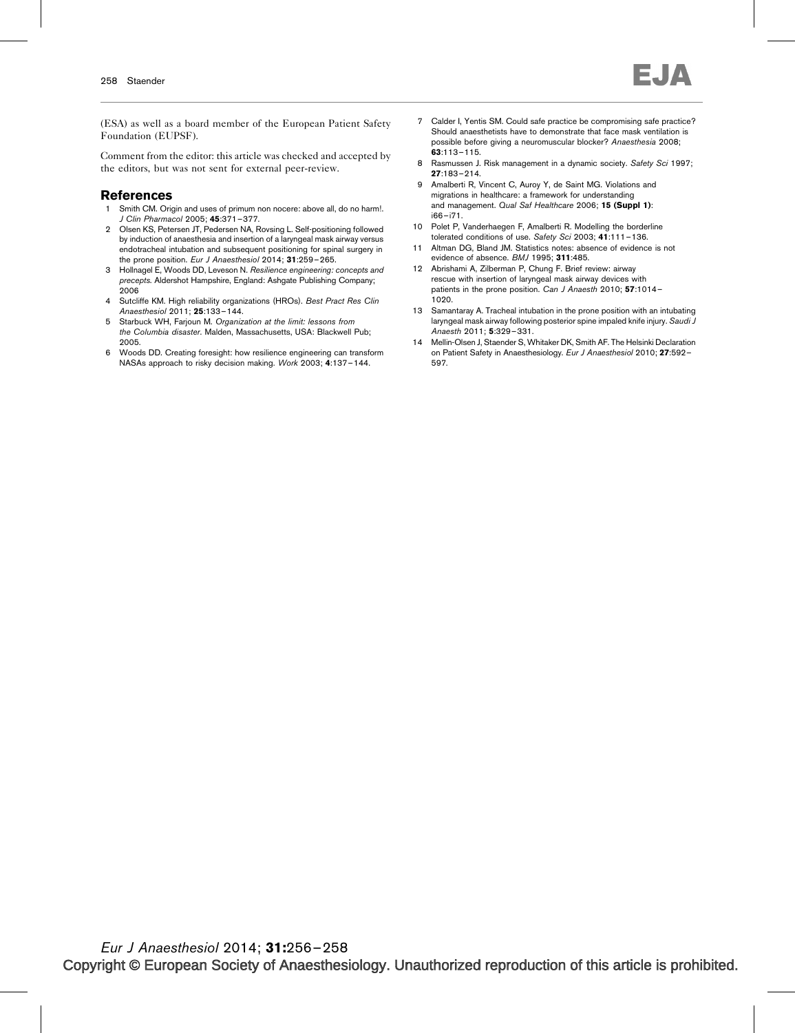(ESA) as well as a board member of the European Patient Safety Foundation (EUPSF).

Comment from the editor: this article was checked and accepted by the editors, but was not sent for external peer-review.

## References

1. Smith CM. Origin and uses of primum non nocere: above all, do no harm!. *J Clin Pharmacol* 2005; **45**:371–377.
2. Olsen KS, Petersen JT, Pedersen NA, Rovsing L. Self-positioning followed by induction of anaesthesia and insertion of a laryngeal mask airway versus endotracheal intubation and subsequent positioning for spinal surgery in the prone position. *Eur J Anaesthesiol* 2014; **31**:259–265.
3. Hollnagel E, Woods DD, Leveson N. *Resilience engineering: concepts and precepts*. Aldershot Hampshire, England: Ashgate Publishing Company; 2006
4. Sutcliffe KM. High reliability organizations (HROs). *Best Pract Res Clin Anaesthesiol* 2011; **25**:133–144.
5. Starbuck WH, Farjoun M. *Organization at the limit: lessons from the Columbia disaster*. Malden, Massachusetts, USA: Blackwell Pub; 2005.
6. Woods DD. Creating foresight: how resilience engineering can transform NASAs approach to risky decision making. *Work* 2003; **4**:137–144.
7. Calder I, Yentis SM. Could safe practice be compromising safe practice? Should anaesthetists have to demonstrate that face mask ventilation is possible before giving a neuromuscular blocker? *Anaesthesia* 2008; **63**:113–115.
8. Rasmussen J. Risk management in a dynamic society. *Safety Sci* 1997; **27**:183–214.
9. Amalberti R, Vincent C, Auroy Y, de Saint MG. Violations and migrations in healthcare: a framework for understanding and management. *Qual Saf Healthcare* 2006; **15 (Suppl 1)**: i66–i71.
10. Polet P, Vanderhaegen F, Amalberti R. Modelling the borderline tolerated conditions of use. *Safety Sci* 2003; **41**:111–136.
11. Altman DG, Bland JM. Statistics notes: absence of evidence is not evidence of absence. *BMJ* 1995; **311**:485.
12. Abrishami A, Zilberman P, Chung F. Brief review: airway rescue with insertion of laryngeal mask airway devices with patients in the prone position. *Can J Anaesth* 2010; **57**:1014–1020.
13. Samantaray A. Tracheal intubation in the prone position with an intubating laryngeal mask airway following posterior spine impaled knife injury. *Saudi J Anaesth* 2011; **5**:329–331.
14. Mellin-Olsen J, Staender S, Whitaker DK, Smith AF. The Helsinki Declaration on Patient Safety in Anaesthesiology. *Eur J Anaesthesiol* 2010; **27**:592–597.